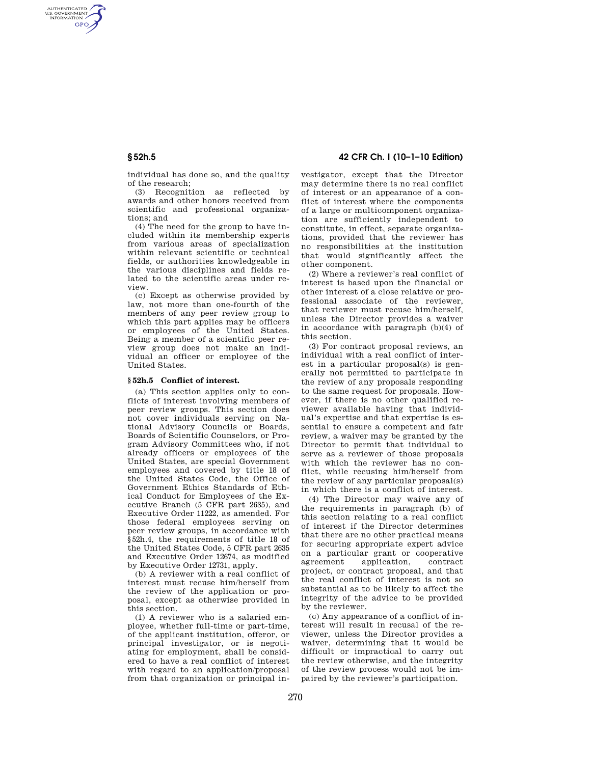individual has done so, and the quality of the research;

(3) Recognition as reflected by awards and other honors received from scientific and professional organizations; and

(4) The need for the group to have included within its membership experts from various areas of specialization within relevant scientific or technical fields, or authorities knowledgeable in the various disciplines and fields related to the scientific areas under review.

(c) Except as otherwise provided by law, not more than one-fourth of the members of any peer review group to which this part applies may be officers or employees of the United States. Being a member of a scientific peer review group does not make an individual an officer or employee of the United States.

### § 52h.5 Conflict of interest.

(a) This section applies only to conflicts of interest involving members of peer review groups. This section does not cover individuals serving on National Advisory Councils or Boards, Boards of Scientific Counselors, or Program Advisory Committees who, if not already officers or employees of the United States, are special Government employees and covered by title 18 of the United States Code, the Office of Government Ethics Standards of Ethical Conduct for Employees of the Executive Branch (5 CFR part 2635), and Executive Order 11222, as amended. For those federal employees serving on peer review groups, in accordance with §52h.4, the requirements of title 18 of the United States Code, 5 CFR part 2635 and Executive Order 12674, as modified by Executive Order 12731, apply.

(b) A reviewer with a real conflict of interest must recuse him/herself from the review of the application or proposal, except as otherwise provided in this section.

(1) A reviewer who is a salaried employee, whether full-time or part-time, of the applicant institution, offeror, or principal investigator, or is negotiating for employment, shall be considered to have a real conflict of interest with regard to an application/proposal from that organization or principal investigator, except that the Director may determine there is no real conflict of interest or an appearance of a conflict of interest where the components of a large or multicomponent organization are sufficiently independent to constitute, in effect, separate organizations, provided that the reviewer has no responsibilities at the institution that would significantly affect the other component.

(2) Where a reviewer's real conflict of interest is based upon the financial or other interest of a close relative or professional associate of the reviewer, that reviewer must recuse him/herself, unless the Director provides a waiver in accordance with paragraph (b)(4) of this section.

(3) For contract proposal reviews, an individual with a real conflict of interest in a particular proposal(s) is generally not permitted to participate in the review of any proposals responding to the same request for proposals. However, if there is no other qualified reviewer available having that individual's expertise and that expertise is essential to ensure a competent and fair review, a waiver may be granted by the Director to permit that individual to serve as a reviewer of those proposals with which the reviewer has no conflict, while recusing him/herself from the review of any particular proposal(s) in which there is a conflict of interest.

(4) The Director may waive any of the requirements in paragraph (b) of this section relating to a real conflict of interest if the Director determines that there are no other practical means for securing appropriate expert advice on a particular grant or cooperative agreement application, contract project, or contract proposal, and that the real conflict of interest is not so substantial as to be likely to affect the integrity of the advice to be provided by the reviewer.

(c) Any appearance of a conflict of interest will result in recusal of the reviewer, unless the Director provides a waiver, determining that it would be difficult or impractical to carry out the review otherwise, and the integrity of the review process would not be impaired by the reviewer's participation.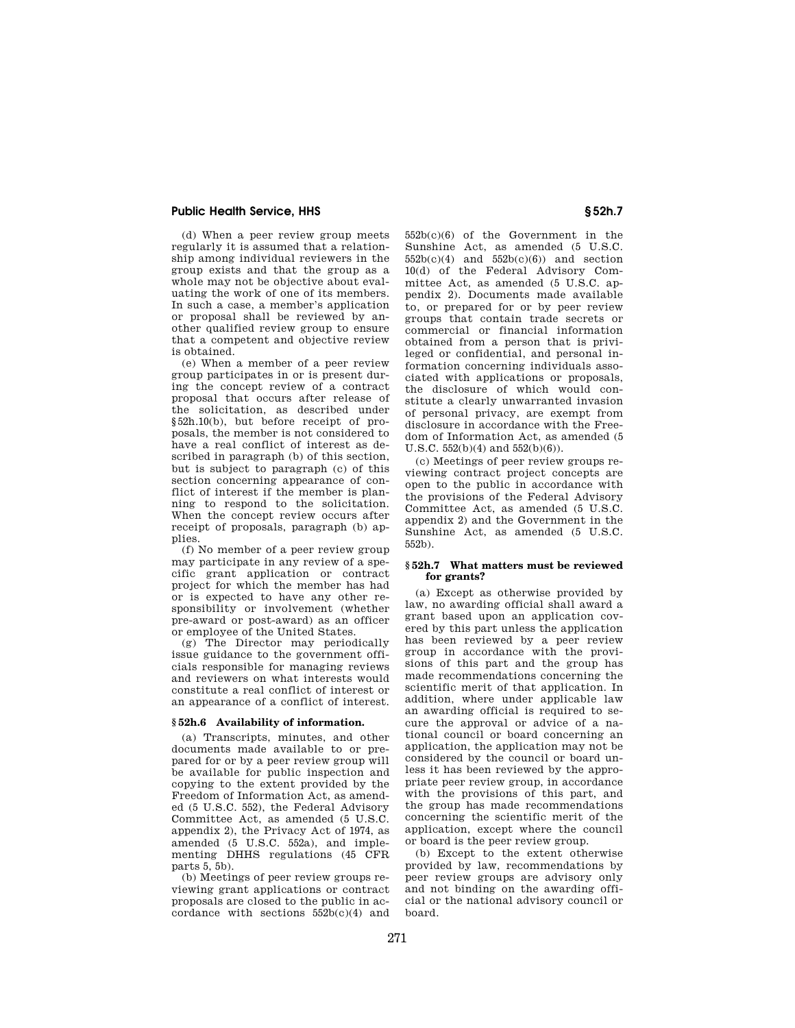(d) When a peer review group meets regularly it is assumed that a relationship among individual reviewers in the group exists and that the group as a whole may not be objective about evaluating the work of one of its members. In such a case, a member's application or proposal shall be reviewed by another qualified review group to ensure that a competent and objective review is obtained.

(e) When a member of a peer review group participates in or is present during the concept review of a contract proposal that occurs after release of the solicitation, as described under §52h.10(b), but before receipt of proposals, the member is not considered to have a real conflict of interest as described in paragraph (b) of this section, but is subject to paragraph (c) of this section concerning appearance of conflict of interest if the member is planning to respond to the solicitation. When the concept review occurs after receipt of proposals, paragraph (b) applies.

(f) No member of a peer review group may participate in any review of a specific grant application or contract project for which the member has had or is expected to have any other responsibility or involvement (whether pre-award or post-award) as an officer or employee of the United States.

(g) The Director may periodically issue guidance to the government officials responsible for managing reviews and reviewers on what interests would constitute a real conflict of interest or an appearance of a conflict of interest.

### §52h.6 Availability of information.

(a) Transcripts, minutes, and other documents made available to or prepared for or by a peer review group will be available for public inspection and copying to the extent provided by the Freedom of Information Act, as amended (5 U.S.C. 552), the Federal Advisory Committee Act, as amended (5 U.S.C. appendix 2), the Privacy Act of 1974, as amended (5 U.S.C. 552a), and implementing DHHS regulations (45 CFR parts 5, 5b).

(b) Meetings of peer review groups reviewing grant applications or contract proposals are closed to the public in accordance with sections 552b(c)(4) and 552b(c)(6) of the Government in the Sunshine Act, as amended (5 U.S.C. 552b(c)(4) and 552b(c)(6)) and section 10(d) of the Federal Advisory Committee Act, as amended (5 U.S.C. appendix 2). Documents made available to, or prepared for or by peer review groups that contain trade secrets or commercial or financial information obtained from a person that is privileged or confidential, and personal information concerning individuals associated with applications or proposals, the disclosure of which would constitute a clearly unwarranted invasion of personal privacy, are exempt from disclosure in accordance with the Freedom of Information Act, as amended (5 U.S.C. 552(b)(4) and 552(b)(6)).

(c) Meetings of peer review groups reviewing contract project concepts are open to the public in accordance with the provisions of the Federal Advisory Committee Act, as amended (5 U.S.C. appendix 2) and the Government in the Sunshine Act, as amended (5 U.S.C. 552b).

### §52h.7 What matters must be reviewed for grants?

(a) Except as otherwise provided by law, no awarding official shall award a grant based upon an application covered by this part unless the application has been reviewed by a peer review group in accordance with the provisions of this part and the group has made recommendations concerning the scientific merit of that application. In addition, where under applicable law an awarding official is required to secure the approval or advice of a national council or board concerning an application, the application may not be considered by the council or board unless it has been reviewed by the appropriate peer review group, in accordance with the provisions of this part, and the group has made recommendations concerning the scientific merit of the application, except where the council or board is the peer review group.

(b) Except to the extent otherwise provided by law, recommendations by peer review groups are advisory only and not binding on the awarding official or the national advisory council or board.